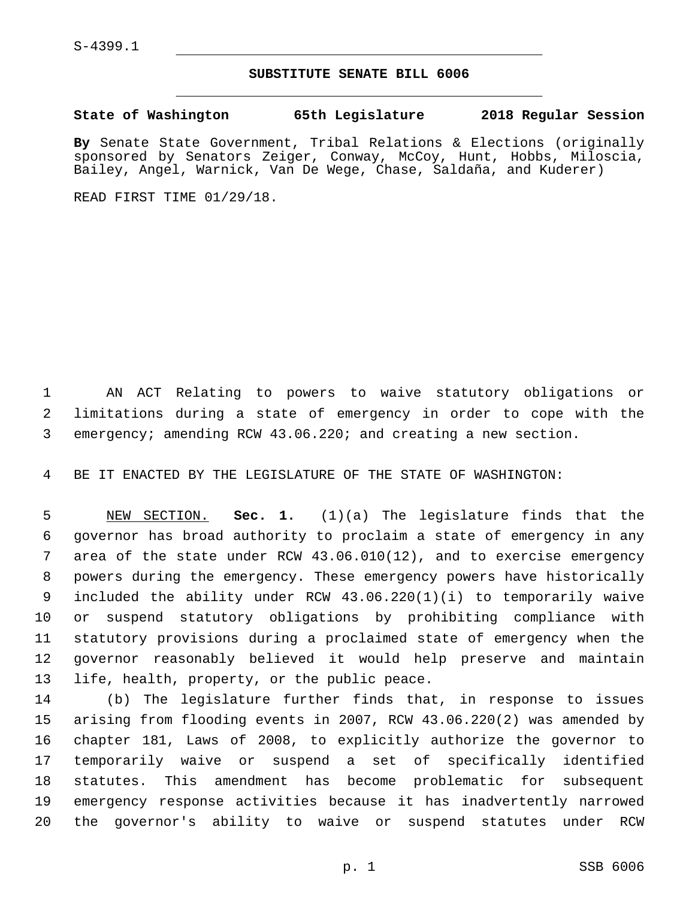S-4399.1

## SUBSTITUTE SENATE BILL 6006

**State of Washington 65th Legislature 2018 Regular Session**

**By** Senate State Government, Tribal Relations & Elections (originally sponsored by Senators Zeiger, Conway, McCoy, Hunt, Hobbs, Miloscia, Bailey, Angel, Warnick, Van De Wege, Chase, Saldaña, and Kuderer)

READ FIRST TIME 01/29/18.

AN ACT Relating to powers to waive statutory obligations or limitations during a state of emergency in order to cope with the emergency; amending RCW 43.06.220; and creating a new section.

BE IT ENACTED BY THE LEGISLATURE OF THE STATE OF WASHINGTON:

NEW SECTION. **Sec. 1.** (1)(a) The legislature finds that the governor has broad authority to proclaim a state of emergency in any area of the state under RCW 43.06.010(12), and to exercise emergency powers during the emergency. These emergency powers have historically included the ability under RCW 43.06.220(1)(i) to temporarily waive or suspend statutory obligations by prohibiting compliance with statutory provisions during a proclaimed state of emergency when the governor reasonably believed it would help preserve and maintain life, health, property, or the public peace.

(b) The legislature further finds that, in response to issues arising from flooding events in 2007, RCW 43.06.220(2) was amended by chapter 181, Laws of 2008, to explicitly authorize the governor to temporarily waive or suspend a set of specifically identified statutes. This amendment has become problematic for subsequent emergency response activities because it has inadvertently narrowed the governor's ability to waive or suspend statutes under RCW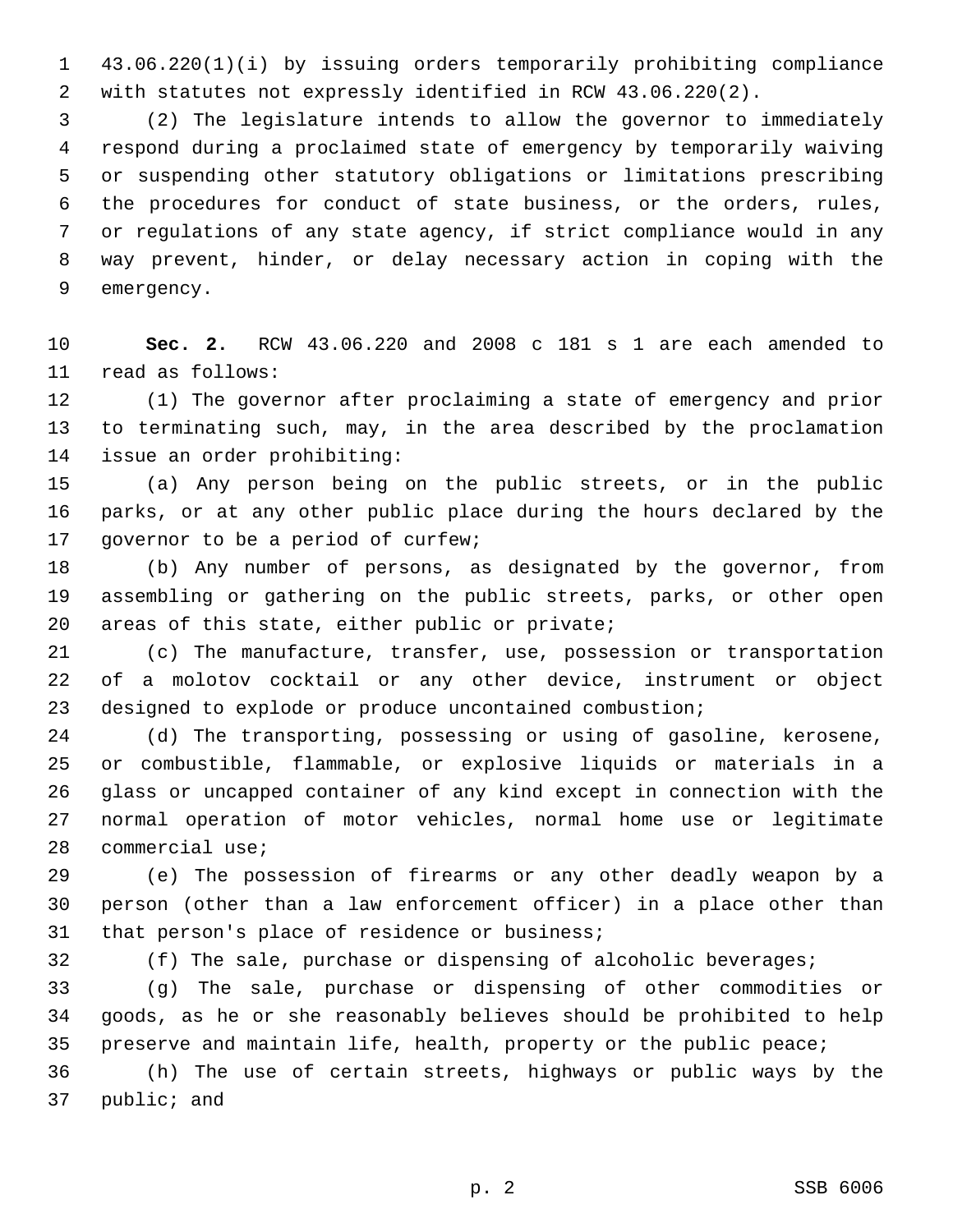43.06.220(1)(i) by issuing orders temporarily prohibiting compliance with statutes not expressly identified in RCW 43.06.220(2).

(2) The legislature intends to allow the governor to immediately respond during a proclaimed state of emergency by temporarily waiving or suspending other statutory obligations or limitations prescribing the procedures for conduct of state business, or the orders, rules, or regulations of any state agency, if strict compliance would in any way prevent, hinder, or delay necessary action in coping with the emergency.

**Sec. 2.** RCW 43.06.220 and 2008 c 181 s 1 are each amended to read as follows:

(1) The governor after proclaiming a state of emergency and prior to terminating such, may, in the area described by the proclamation issue an order prohibiting:

(a) Any person being on the public streets, or in the public parks, or at any other public place during the hours declared by the governor to be a period of curfew;

(b) Any number of persons, as designated by the governor, from assembling or gathering on the public streets, parks, or other open areas of this state, either public or private;

(c) The manufacture, transfer, use, possession or transportation of a molotov cocktail or any other device, instrument or object designed to explode or produce uncontained combustion;

(d) The transporting, possessing or using of gasoline, kerosene, or combustible, flammable, or explosive liquids or materials in a glass or uncapped container of any kind except in connection with the normal operation of motor vehicles, normal home use or legitimate commercial use;

(e) The possession of firearms or any other deadly weapon by a person (other than a law enforcement officer) in a place other than that person's place of residence or business;

(f) The sale, purchase or dispensing of alcoholic beverages;

(g) The sale, purchase or dispensing of other commodities or goods, as he or she reasonably believes should be prohibited to help preserve and maintain life, health, property or the public peace;

(h) The use of certain streets, highways or public ways by the public; and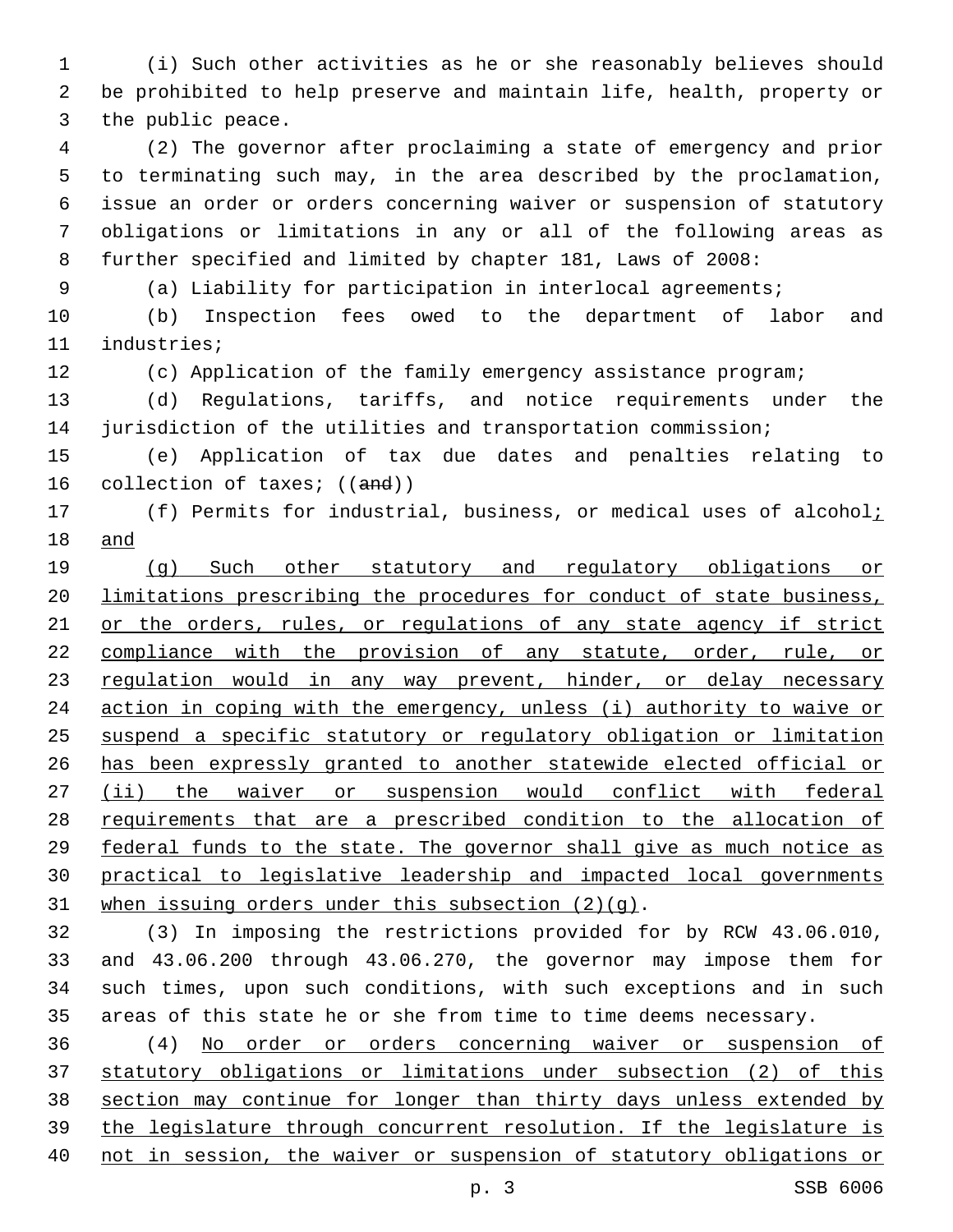(i) Such other activities as he or she reasonably believes should be prohibited to help preserve and maintain life, health, property or the public peace.

(2) The governor after proclaiming a state of emergency and prior to terminating such may, in the area described by the proclamation, issue an order or orders concerning waiver or suspension of statutory obligations or limitations in any or all of the following areas as further specified and limited by chapter 181, Laws of 2008:

(a) Liability for participation in interlocal agreements;

(b) Inspection fees owed to the department of labor and industries;

(c) Application of the family emergency assistance program;

(d) Regulations, tariffs, and notice requirements under the jurisdiction of the utilities and transportation commission;

(e) Application of tax due dates and penalties relating to collection of taxes; ((~~and~~))

(f) Permits for industrial, business, or medical uses of alcohol<u>; and</u>

<u>(g) Such other statutory and regulatory obligations or limitations prescribing the procedures for conduct of state business, or the orders, rules, or regulations of any state agency if strict compliance with the provision of any statute, order, rule, or regulation would in any way prevent, hinder, or delay necessary action in coping with the emergency, unless (i) authority to waive or suspend a specific statutory or regulatory obligation or limitation has been expressly granted to another statewide elected official or (ii) the waiver or suspension would conflict with federal requirements that are a prescribed condition to the allocation of federal funds to the state. The governor shall give as much notice as practical to legislative leadership and impacted local governments when issuing orders under this subsection (2)(g)</u>.

(3) In imposing the restrictions provided for by RCW 43.06.010, and 43.06.200 through 43.06.270, the governor may impose them for such times, upon such conditions, with such exceptions and in such areas of this state he or she from time to time deems necessary.

(4) <u>No order or orders concerning waiver or suspension of statutory obligations or limitations under subsection (2) of this section may continue for longer than thirty days unless extended by the legislature through concurrent resolution. If the legislature is not in session, the waiver or suspension of statutory obligations or</u>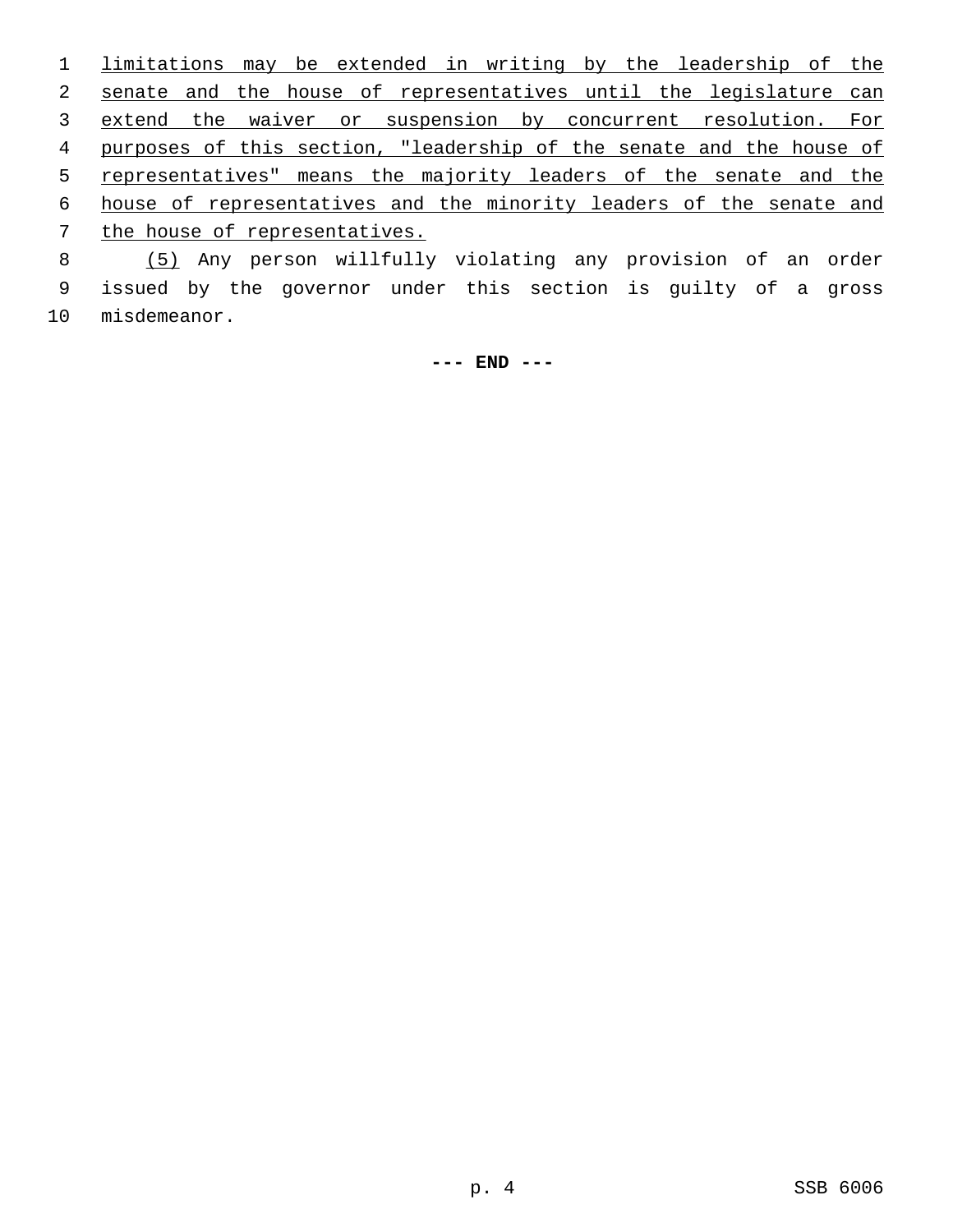limitations may be extended in writing by the leadership of the senate and the house of representatives until the legislature can extend the waiver or suspension by concurrent resolution. For purposes of this section, "leadership of the senate and the house of representatives" means the majority leaders of the senate and the house of representatives and the minority leaders of the senate and the house of representatives.

(5) Any person willfully violating any provision of an order issued by the governor under this section is guilty of a gross misdemeanor.

**--- END ---**